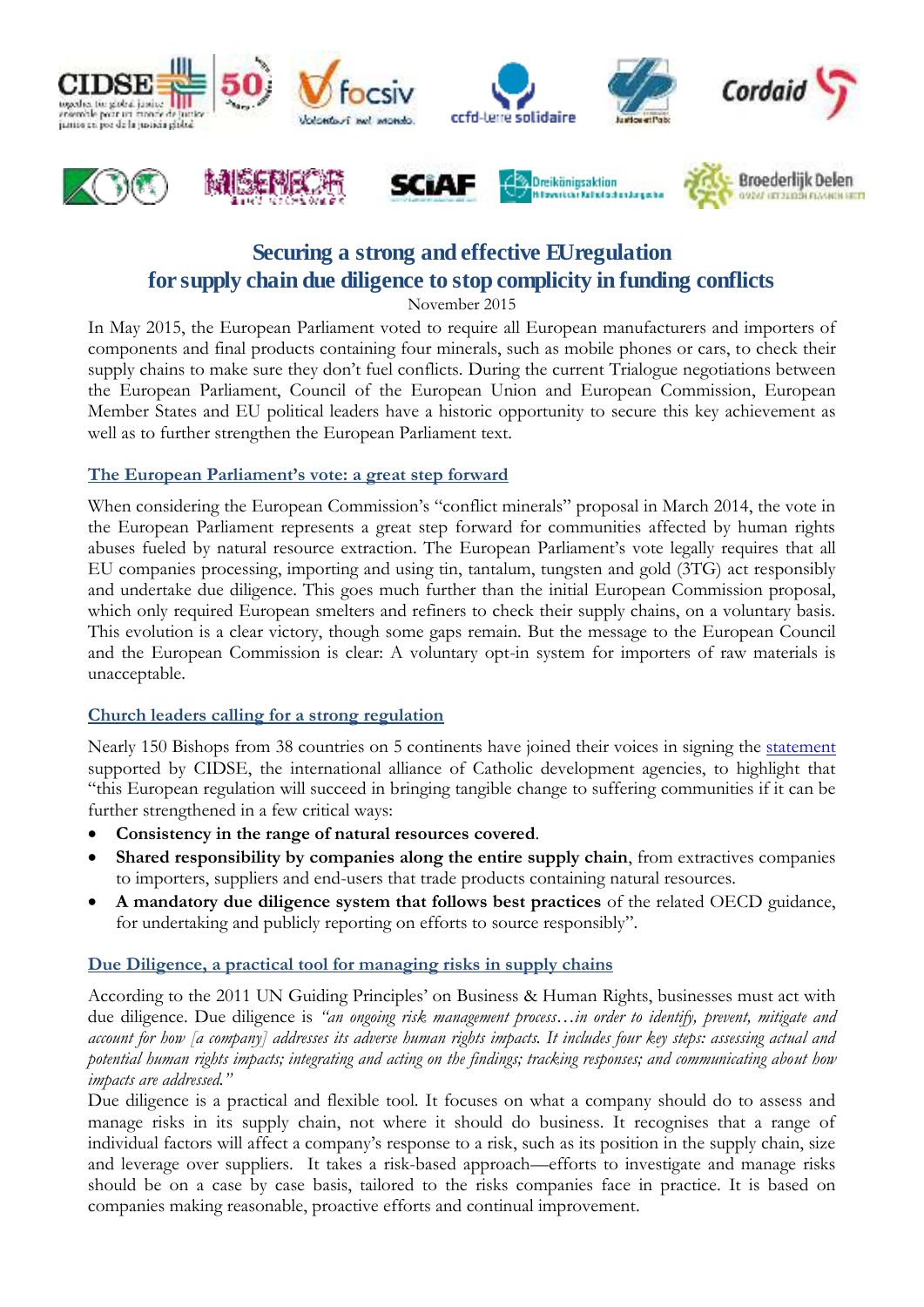# Securing a strong and effective EU regulation for supply chain due diligence to stop complicity in funding conflicts

November 2015

In May 2015, the European Parliament voted to require all European manufacturers and importers of components and final products containing four minerals, such as mobile phones or cars, to check their supply chains to make sure they don't fuel conflicts. During the current Trialogue negotiations between the European Parliament, Council of the European Union and European Commission, European Member States and EU political leaders have a historic opportunity to secure this key achievement as well as to further strengthen the European Parliament text.

## The European Parliament's vote: a great step forward

When considering the European Commission's "conflict minerals" proposal in March 2014, the vote in the European Parliament represents a great step forward for communities affected by human rights abuses fueled by natural resource extraction. The European Parliament's vote legally requires that all EU companies processing, importing and using tin, tantalum, tungsten and gold (3TG) act responsibly and undertake due diligence. This goes much further than the initial European Commission proposal, which only required European smelters and refiners to check their supply chains, on a voluntary basis. This evolution is a clear victory, though some gaps remain. But the message to the European Council and the European Commission is clear: A voluntary opt-in system for importers of raw materials is unacceptable.

## Church leaders calling for a strong regulation

Nearly 150 Bishops from 38 countries on 5 continents have joined their voices in signing the statement supported by CIDSE, the international alliance of Catholic development agencies, to highlight that "this European regulation will succeed in bringing tangible change to suffering communities if it can be further strengthened in a few critical ways:

- **Consistency in the range of natural resources covered**.
- **Shared responsibility by companies along the entire supply chain**, from extractives companies to importers, suppliers and end-users that trade products containing natural resources.
- **A mandatory due diligence system that follows best practices** of the related OECD guidance, for undertaking and publicly reporting on efforts to source responsibly".

## Due Diligence, a practical tool for managing risks in supply chains

According to the 2011 UN Guiding Principles' on Business & Human Rights, businesses must act with due diligence. Due diligence is *"an ongoing risk management process…in order to identify, prevent, mitigate and account for how [a company] addresses its adverse human rights impacts. It includes four key steps: assessing actual and potential human rights impacts; integrating and acting on the findings; tracking responses; and communicating about how impacts are addressed."*

Due diligence is a practical and flexible tool. It focuses on what a company should do to assess and manage risks in its supply chain, not where it should do business. It recognises that a range of individual factors will affect a company's response to a risk, such as its position in the supply chain, size and leverage over suppliers. It takes a risk-based approach—efforts to investigate and manage risks should be on a case by case basis, tailored to the risks companies face in practice. It is based on companies making reasonable, proactive efforts and continual improvement.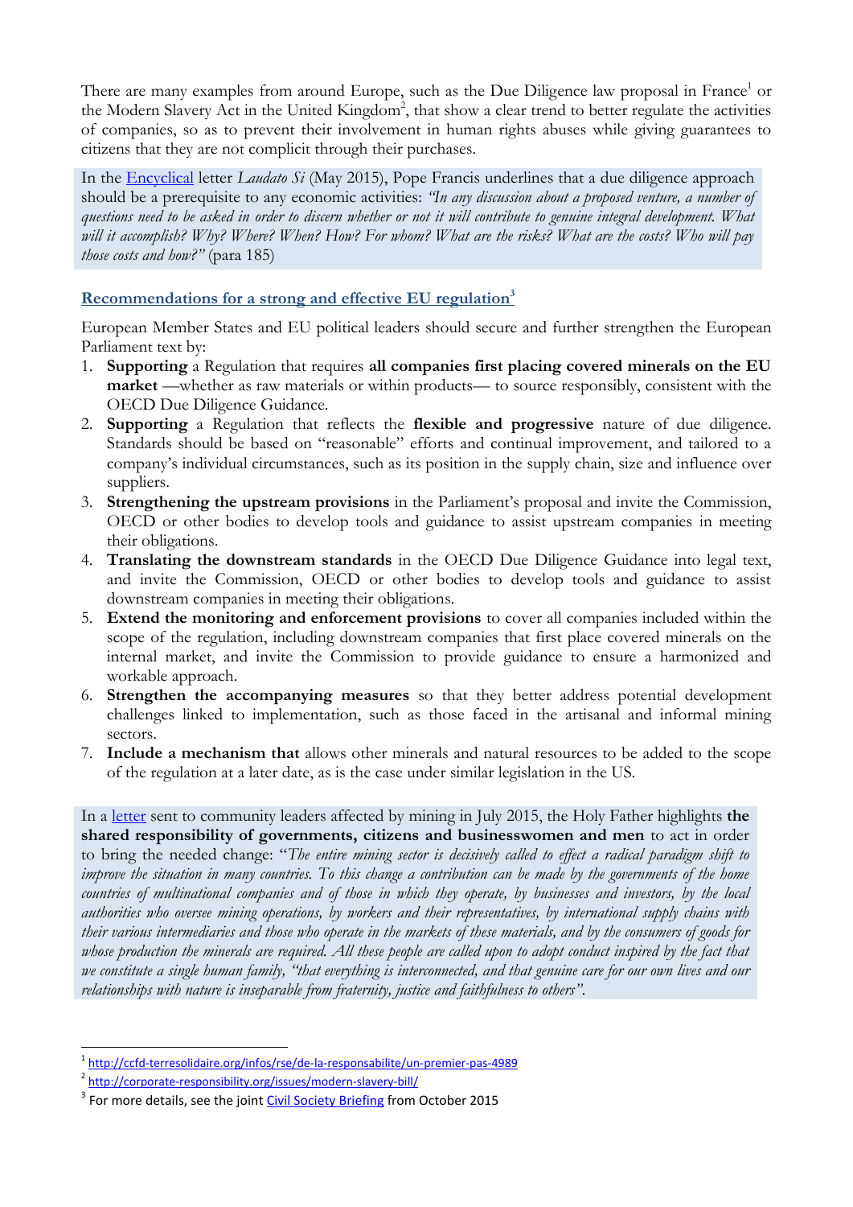There are many examples from around Europe, such as the Due Diligence law proposal in France[1] or the Modern Slavery Act in the United Kingdom[2], that show a clear trend to better regulate the activities of companies, so as to prevent their involvement in human rights abuses while giving guarantees to citizens that they are not complicit through their purchases.

In the Encyclical letter *Laudato Si* (May 2015), Pope Francis underlines that a due diligence approach should be a prerequisite to any economic activities: *"In any discussion about a proposed venture, a number of questions need to be asked in order to discern whether or not it will contribute to genuine integral development. What will it accomplish? Why? Where? When? How? For whom? What are the risks? What are the costs? Who will pay those costs and how?"* (para 185)

## Recommendations for a strong and effective EU regulation[3]

European Member States and EU political leaders should secure and further strengthen the European Parliament text by:

1. **Supporting** a Regulation that requires **all companies first placing covered minerals on the EU market** —whether as raw materials or within products— to source responsibly, consistent with the OECD Due Diligence Guidance.
2. **Supporting** a Regulation that reflects the **flexible and progressive** nature of due diligence. Standards should be based on "reasonable" efforts and continual improvement, and tailored to a company's individual circumstances, such as its position in the supply chain, size and influence over suppliers.
3. **Strengthening the upstream provisions** in the Parliament's proposal and invite the Commission, OECD or other bodies to develop tools and guidance to assist upstream companies in meeting their obligations.
4. **Translating the downstream standards** in the OECD Due Diligence Guidance into legal text, and invite the Commission, OECD or other bodies to develop tools and guidance to assist downstream companies in meeting their obligations.
5. **Extend the monitoring and enforcement provisions** to cover all companies included within the scope of the regulation, including downstream companies that first place covered minerals on the internal market, and invite the Commission to provide guidance to ensure a harmonized and workable approach.
6. **Strengthen the accompanying measures** so that they better address potential development challenges linked to implementation, such as those faced in the artisanal and informal mining sectors.
7. **Include a mechanism that** allows other minerals and natural resources to be added to the scope of the regulation at a later date, as is the case under similar legislation in the US.

In a letter sent to community leaders affected by mining in July 2015, the Holy Father highlights **the shared responsibility of governments, citizens and businesswomen and men** to act in order to bring the needed change: "*The entire mining sector is decisively called to effect a radical paradigm shift to improve the situation in many countries. To this change a contribution can be made by the governments of the home countries of multinational companies and of those in which they operate, by businesses and investors, by the local authorities who oversee mining operations, by workers and their representatives, by international supply chains with their various intermediaries and those who operate in the markets of these materials, and by the consumers of goods for whose production the minerals are required. All these people are called upon to adopt conduct inspired by the fact that we constitute a single human family, "that everything is interconnected, and that genuine care for our own lives and our relationships with nature is inseparable from fraternity, justice and faithfulness to others"*.

---

[1] http://ccfd-terresolidaire.org/infos/rse/de-la-responsabilite/un-premier-pas-4989

[2] http://corporate-responsibility.org/issues/modern-slavery-bill/

[3] For more details, see the joint Civil Society Briefing from October 2015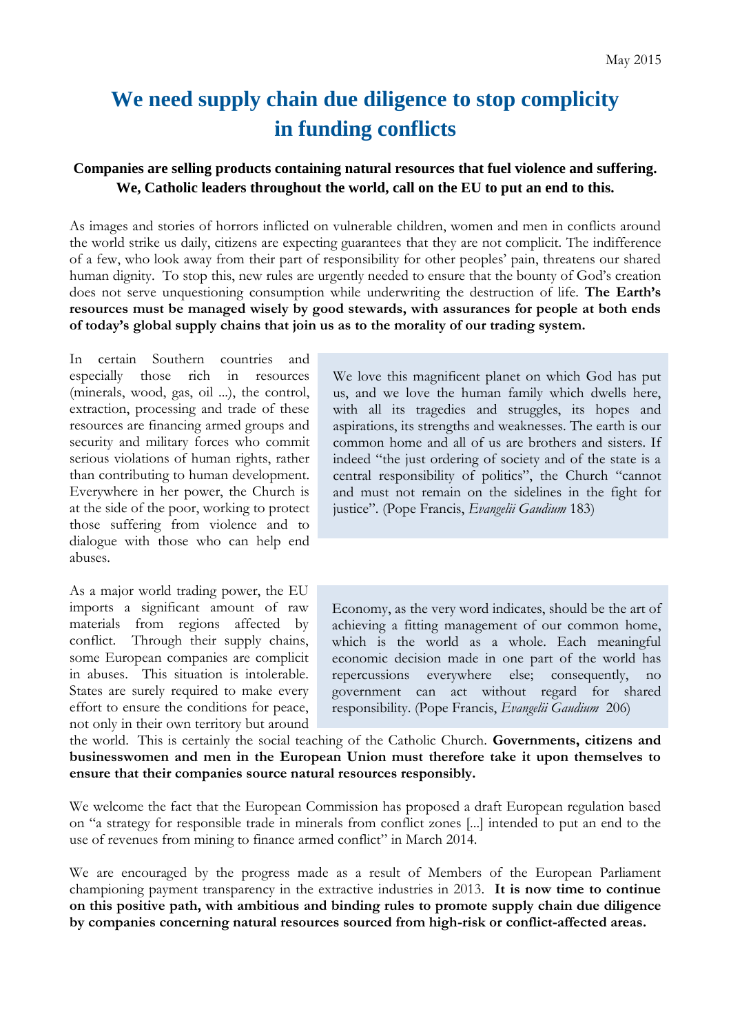May 2015

# We need supply chain due diligence to stop complicity in funding conflicts

**Companies are selling products containing natural resources that fuel violence and suffering. We, Catholic leaders throughout the world, call on the EU to put an end to this.**

As images and stories of horrors inflicted on vulnerable children, women and men in conflicts around the world strike us daily, citizens are expecting guarantees that they are not complicit. The indifference of a few, who look away from their part of responsibility for other peoples' pain, threatens our shared human dignity. To stop this, new rules are urgently needed to ensure that the bounty of God's creation does not serve unquestioning consumption while underwriting the destruction of life. **The Earth's resources must be managed wisely by good stewards, with assurances for people at both ends of today's global supply chains that join us as to the morality of our trading system.**

In certain Southern countries and especially those rich in resources (minerals, wood, gas, oil ...), the control, extraction, processing and trade of these resources are financing armed groups and security and military forces who commit serious violations of human rights, rather than contributing to human development. Everywhere in her power, the Church is at the side of the poor, working to protect those suffering from violence and to dialogue with those who can help end abuses.

> We love this magnificent planet on which God has put us, and we love the human family which dwells here, with all its tragedies and struggles, its hopes and aspirations, its strengths and weaknesses. The earth is our common home and all of us are brothers and sisters. If indeed "the just ordering of society and of the state is a central responsibility of politics", the Church "cannot and must not remain on the sidelines in the fight for justice". (Pope Francis, *Evangelii Gaudium* 183)

As a major world trading power, the EU imports a significant amount of raw materials from regions affected by conflict. Through their supply chains, some European companies are complicit in abuses. This situation is intolerable. States are surely required to make every effort to ensure the conditions for peace, not only in their own territory but around the world. This is certainly the social teaching of the Catholic Church. **Governments, citizens and businesswomen and men in the European Union must therefore take it upon themselves to ensure that their companies source natural resources responsibly.**

> Economy, as the very word indicates, should be the art of achieving a fitting management of our common home, which is the world as a whole. Each meaningful economic decision made in one part of the world has repercussions everywhere else; consequently, no government can act without regard for shared responsibility. (Pope Francis, *Evangelii Gaudium* 206)

We welcome the fact that the European Commission has proposed a draft European regulation based on "a strategy for responsible trade in minerals from conflict zones [...] intended to put an end to the use of revenues from mining to finance armed conflict" in March 2014.

We are encouraged by the progress made as a result of Members of the European Parliament championing payment transparency in the extractive industries in 2013. **It is now time to continue on this positive path, with ambitious and binding rules to promote supply chain due diligence by companies concerning natural resources sourced from high-risk or conflict-affected areas.**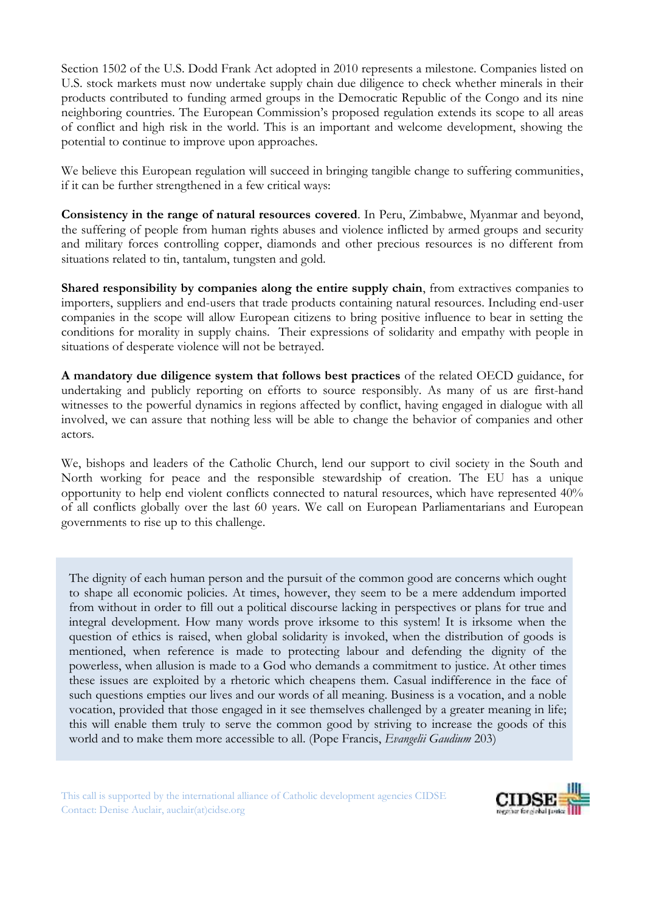Section 1502 of the U.S. Dodd Frank Act adopted in 2010 represents a milestone. Companies listed on U.S. stock markets must now undertake supply chain due diligence to check whether minerals in their products contributed to funding armed groups in the Democratic Republic of the Congo and its nine neighboring countries. The European Commission's proposed regulation extends its scope to all areas of conflict and high risk in the world. This is an important and welcome development, showing the potential to continue to improve upon approaches.

We believe this European regulation will succeed in bringing tangible change to suffering communities, if it can be further strengthened in a few critical ways:

**Consistency in the range of natural resources covered**. In Peru, Zimbabwe, Myanmar and beyond, the suffering of people from human rights abuses and violence inflicted by armed groups and security and military forces controlling copper, diamonds and other precious resources is no different from situations related to tin, tantalum, tungsten and gold.

**Shared responsibility by companies along the entire supply chain**, from extractives companies to importers, suppliers and end-users that trade products containing natural resources. Including end-user companies in the scope will allow European citizens to bring positive influence to bear in setting the conditions for morality in supply chains. Their expressions of solidarity and empathy with people in situations of desperate violence will not be betrayed.

**A mandatory due diligence system that follows best practices** of the related OECD guidance, for undertaking and publicly reporting on efforts to source responsibly. As many of us are first-hand witnesses to the powerful dynamics in regions affected by conflict, having engaged in dialogue with all involved, we can assure that nothing less will be able to change the behavior of companies and other actors.

We, bishops and leaders of the Catholic Church, lend our support to civil society in the South and North working for peace and the responsible stewardship of creation. The EU has a unique opportunity to help end violent conflicts connected to natural resources, which have represented 40% of all conflicts globally over the last 60 years. We call on European Parliamentarians and European governments to rise up to this challenge.

> The dignity of each human person and the pursuit of the common good are concerns which ought to shape all economic policies. At times, however, they seem to be a mere addendum imported from without in order to fill out a political discourse lacking in perspectives or plans for true and integral development. How many words prove irksome to this system! It is irksome when the question of ethics is raised, when global solidarity is invoked, when the distribution of goods is mentioned, when reference is made to protecting labour and defending the dignity of the powerless, when allusion is made to a God who demands a commitment to justice. At other times these issues are exploited by a rhetoric which cheapens them. Casual indifference in the face of such questions empties our lives and our words of all meaning. Business is a vocation, and a noble vocation, provided that those engaged in it see themselves challenged by a greater meaning in life; this will enable them truly to serve the common good by striving to increase the goods of this world and to make them more accessible to all. (Pope Francis, *Evangelii Gaudium* 203)

This call is supported by the international alliance of Catholic development agencies CIDSE
Contact: Denise Auclair, auclair(at)cidse.org

CIDSE together for global justice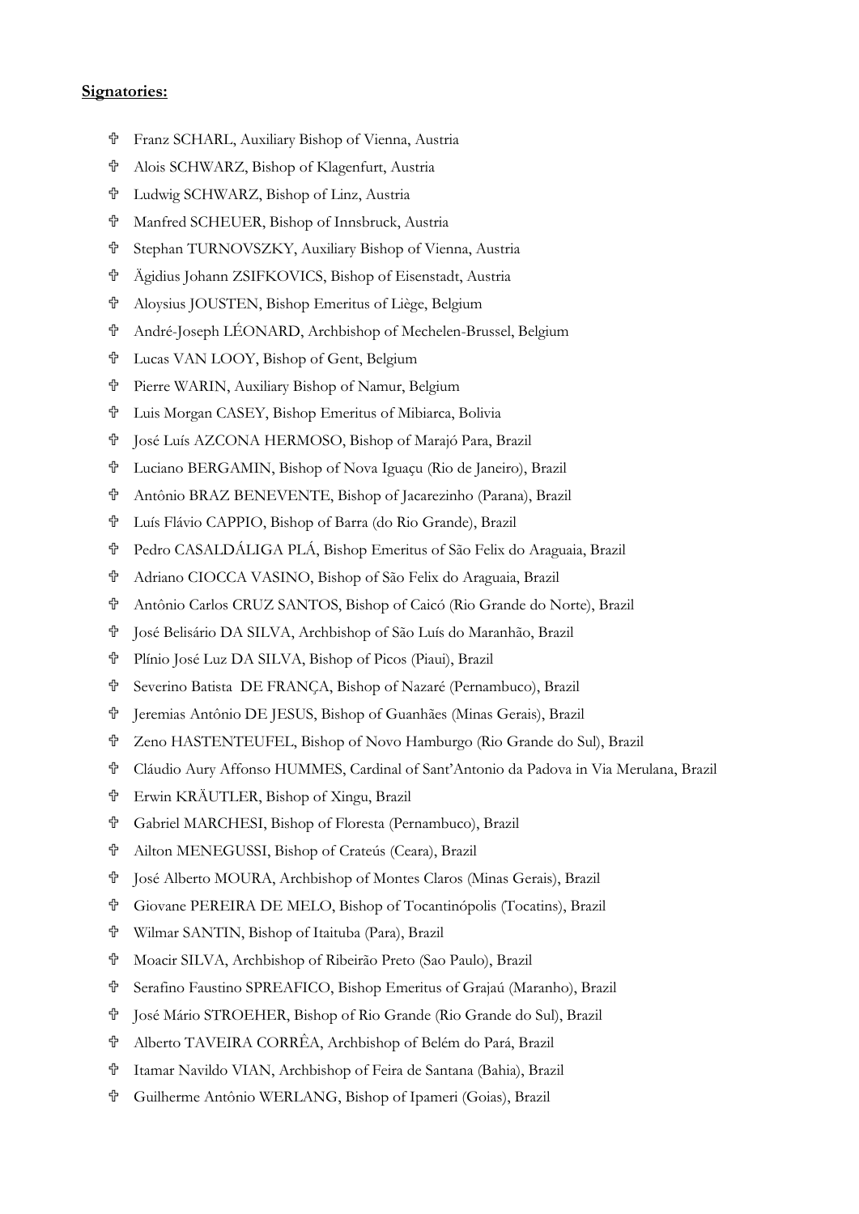**Signatories:**

- ✟ Franz SCHARL, Auxiliary Bishop of Vienna, Austria
- ✟ Alois SCHWARZ, Bishop of Klagenfurt, Austria
- ✟ Ludwig SCHWARZ, Bishop of Linz, Austria
- ✟ Manfred SCHEUER, Bishop of Innsbruck, Austria
- ✟ Stephan TURNOVSZKY, Auxiliary Bishop of Vienna, Austria
- ✟ Ägidius Johann ZSIFKOVICS, Bishop of Eisenstadt, Austria
- ✟ Aloysius JOUSTEN, Bishop Emeritus of Liège, Belgium
- ✟ André-Joseph LÉONARD, Archbishop of Mechelen-Brussel, Belgium
- ✟ Lucas VAN LOOY, Bishop of Gent, Belgium
- ✟ Pierre WARIN, Auxiliary Bishop of Namur, Belgium
- ✟ Luis Morgan CASEY, Bishop Emeritus of Mibiarca, Bolivia
- ✟ José Luís AZCONA HERMOSO, Bishop of Marajó Para, Brazil
- ✟ Luciano BERGAMIN, Bishop of Nova Iguaçu (Rio de Janeiro), Brazil
- ✟ Antônio BRAZ BENEVENTE, Bishop of Jacarezinho (Parana), Brazil
- ✟ Luís Flávio CAPPIO, Bishop of Barra (do Rio Grande), Brazil
- ✟ Pedro CASALDÁLIGA PLÁ, Bishop Emeritus of São Felix do Araguaia, Brazil
- ✟ Adriano CIOCCA VASINO, Bishop of São Felix do Araguaia, Brazil
- ✟ Antônio Carlos CRUZ SANTOS, Bishop of Caicó (Rio Grande do Norte), Brazil
- ✟ José Belisário DA SILVA, Archbishop of São Luís do Maranhão, Brazil
- ✟ Plínio José Luz DA SILVA, Bishop of Picos (Piaui), Brazil
- ✟ Severino Batista DE FRANÇA, Bishop of Nazaré (Pernambuco), Brazil
- ✟ Jeremias Antônio DE JESUS, Bishop of Guanhães (Minas Gerais), Brazil
- ✟ Zeno HASTENTEUFEL, Bishop of Novo Hamburgo (Rio Grande do Sul), Brazil
- ✟ Cláudio Aury Affonso HUMMES, Cardinal of Sant'Antonio da Padova in Via Merulana, Brazil
- ✟ Erwin KRÄUTLER, Bishop of Xingu, Brazil
- ✟ Gabriel MARCHESI, Bishop of Floresta (Pernambuco), Brazil
- ✟ Ailton MENEGUSSI, Bishop of Crateús (Ceara), Brazil
- ✟ José Alberto MOURA, Archbishop of Montes Claros (Minas Gerais), Brazil
- ✟ Giovane PEREIRA DE MELO, Bishop of Tocantinópolis (Tocatins), Brazil
- ✟ Wilmar SANTIN, Bishop of Itaituba (Para), Brazil
- ✟ Moacir SILVA, Archbishop of Ribeirão Preto (Sao Paulo), Brazil
- ✟ Serafino Faustino SPREAFICO, Bishop Emeritus of Grajaú (Maranho), Brazil
- ✟ José Mário STROEHER, Bishop of Rio Grande (Rio Grande do Sul), Brazil
- ✟ Alberto TAVEIRA CORRÊA, Archbishop of Belém do Pará, Brazil
- ✟ Itamar Navildo VIAN, Archbishop of Feira de Santana (Bahia), Brazil
- ✟ Guilherme Antônio WERLANG, Bishop of Ipameri (Goias), Brazil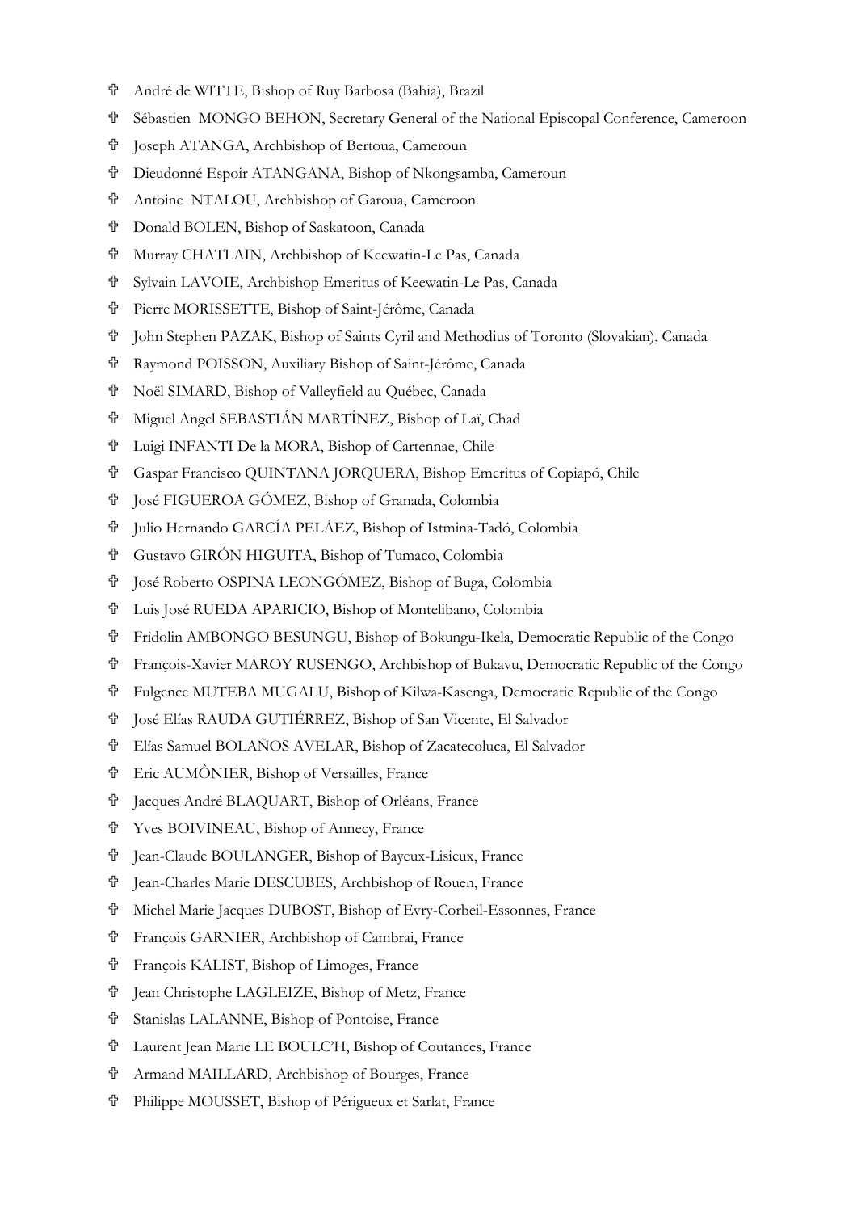- ✝ André de WITTE, Bishop of Ruy Barbosa (Bahia), Brazil
- ✝ Sébastien MONGO BEHON, Secretary General of the National Episcopal Conference, Cameroon
- ✝ Joseph ATANGA, Archbishop of Bertoua, Cameroun
- ✝ Dieudonné Espoir ATANGANA, Bishop of Nkongsamba, Cameroun
- ✝ Antoine NTALOU, Archbishop of Garoua, Cameroon
- ✝ Donald BOLEN, Bishop of Saskatoon, Canada
- ✝ Murray CHATLAIN, Archbishop of Keewatin-Le Pas, Canada
- ✝ Sylvain LAVOIE, Archbishop Emeritus of Keewatin-Le Pas, Canada
- ✝ Pierre MORISSETTE, Bishop of Saint-Jérôme, Canada
- ✝ John Stephen PAZAK, Bishop of Saints Cyril and Methodius of Toronto (Slovakian), Canada
- ✝ Raymond POISSON, Auxiliary Bishop of Saint-Jérôme, Canada
- ✝ Noël SIMARD, Bishop of Valleyfield au Québec, Canada
- ✝ Miguel Angel SEBASTIÁN MARTÍNEZ, Bishop of Laï, Chad
- ✝ Luigi INFANTI De la MORA, Bishop of Cartennae, Chile
- ✝ Gaspar Francisco QUINTANA JORQUERA, Bishop Emeritus of Copiapó, Chile
- ✝ José FIGUEROA GÓMEZ, Bishop of Granada, Colombia
- ✝ Julio Hernando GARCÍA PELÁEZ, Bishop of Istmina-Tadó, Colombia
- ✝ Gustavo GIRÓN HIGUITA, Bishop of Tumaco, Colombia
- ✝ José Roberto OSPINA LEONGÓMEZ, Bishop of Buga, Colombia
- ✝ Luis José RUEDA APARICIO, Bishop of Montelibano, Colombia
- ✝ Fridolin AMBONGO BESUNGU, Bishop of Bokungu-Ikela, Democratic Republic of the Congo
- ✝ François-Xavier MAROY RUSENGO, Archbishop of Bukavu, Democratic Republic of the Congo
- ✝ Fulgence MUTEBA MUGALU, Bishop of Kilwa-Kasenga, Democratic Republic of the Congo
- ✝ José Elías RAUDA GUTIÉRREZ, Bishop of San Vicente, El Salvador
- ✝ Elías Samuel BOLAÑOS AVELAR, Bishop of Zacatecoluca, El Salvador
- ✝ Eric AUMÔNIER, Bishop of Versailles, France
- ✝ Jacques André BLAQUART, Bishop of Orléans, France
- ✝ Yves BOIVINEAU, Bishop of Annecy, France
- ✝ Jean-Claude BOULANGER, Bishop of Bayeux-Lisieux, France
- ✝ Jean-Charles Marie DESCUBES, Archbishop of Rouen, France
- ✝ Michel Marie Jacques DUBOST, Bishop of Evry-Corbeil-Essonnes, France
- ✝ François GARNIER, Archbishop of Cambrai, France
- ✝ François KALIST, Bishop of Limoges, France
- ✝ Jean Christophe LAGLEIZE, Bishop of Metz, France
- ✝ Stanislas LALANNE, Bishop of Pontoise, France
- ✝ Laurent Jean Marie LE BOULC'H, Bishop of Coutances, France
- ✝ Armand MAILLARD, Archbishop of Bourges, France
- ✝ Philippe MOUSSET, Bishop of Périgueux et Sarlat, France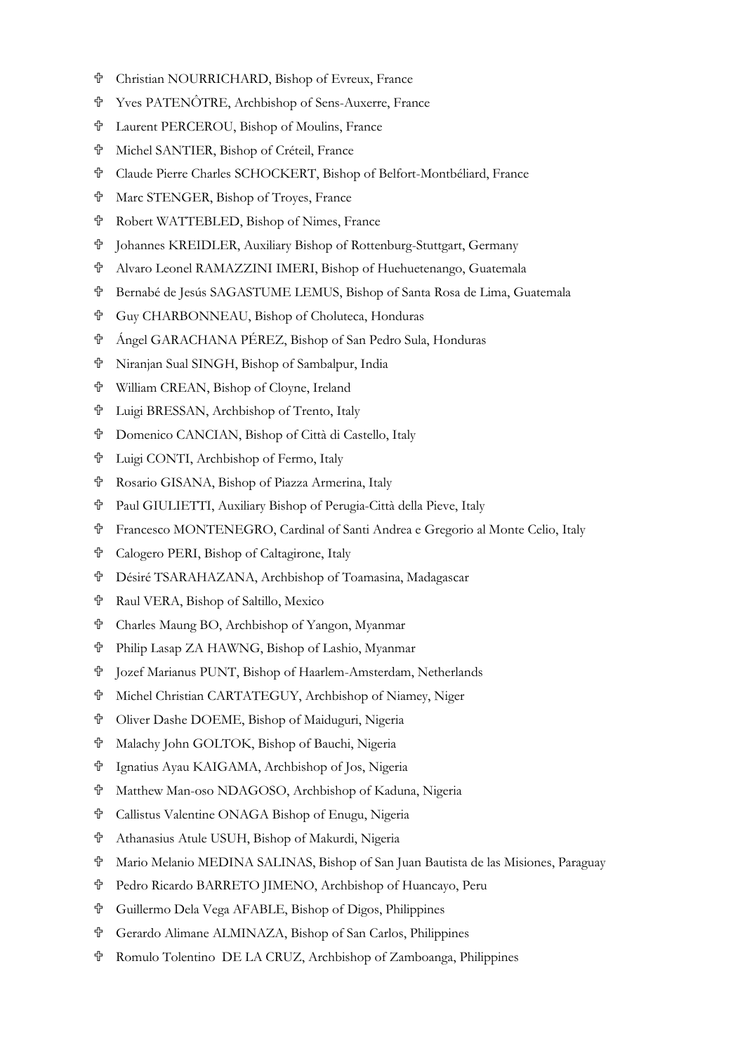- ♰ Christian NOURRICHARD, Bishop of Evreux, France
- ♰ Yves PATENÔTRE, Archbishop of Sens-Auxerre, France
- ♰ Laurent PERCEROU, Bishop of Moulins, France
- ♰ Michel SANTIER, Bishop of Créteil, France
- ♰ Claude Pierre Charles SCHOCKERT, Bishop of Belfort-Montbéliard, France
- ♰ Marc STENGER, Bishop of Troyes, France
- ♰ Robert WATTEBLED, Bishop of Nimes, France
- ♰ Johannes KREIDLER, Auxiliary Bishop of Rottenburg-Stuttgart, Germany
- ♰ Alvaro Leonel RAMAZZINI IMERI, Bishop of Huehuetenango, Guatemala
- ♰ Bernabé de Jesús SAGASTUME LEMUS, Bishop of Santa Rosa de Lima, Guatemala
- ♰ Guy CHARBONNEAU, Bishop of Choluteca, Honduras
- ♰ Ángel GARACHANA PÉREZ, Bishop of San Pedro Sula, Honduras
- ♰ Niranjan Sual SINGH, Bishop of Sambalpur, India
- ♰ William CREAN, Bishop of Cloyne, Ireland
- ♰ Luigi BRESSAN, Archbishop of Trento, Italy
- ♰ Domenico CANCIAN, Bishop of Città di Castello, Italy
- ♰ Luigi CONTI, Archbishop of Fermo, Italy
- ♰ Rosario GISANA, Bishop of Piazza Armerina, Italy
- ♰ Paul GIULIETTI, Auxiliary Bishop of Perugia-Città della Pieve, Italy
- ♰ Francesco MONTENEGRO, Cardinal of Santi Andrea e Gregorio al Monte Celio, Italy
- ♰ Calogero PERI, Bishop of Caltagirone, Italy
- ♰ Désiré TSARAHAZANA, Archbishop of Toamasina, Madagascar
- ♰ Raul VERA, Bishop of Saltillo, Mexico
- ♰ Charles Maung BO, Archbishop of Yangon, Myanmar
- ♰ Philip Lasap ZA HAWNG, Bishop of Lashio, Myanmar
- ♰ Jozef Marianus PUNT, Bishop of Haarlem-Amsterdam, Netherlands
- ♰ Michel Christian CARTATEGUY, Archbishop of Niamey, Niger
- ♰ Oliver Dashe DOEME, Bishop of Maiduguri, Nigeria
- ♰ Malachy John GOLTOK, Bishop of Bauchi, Nigeria
- ♰ Ignatius Ayau KAIGAMA, Archbishop of Jos, Nigeria
- ♰ Matthew Man-oso NDAGOSO, Archbishop of Kaduna, Nigeria
- ♰ Callistus Valentine ONAGA Bishop of Enugu, Nigeria
- ♰ Athanasius Atule USUH, Bishop of Makurdi, Nigeria
- ♰ Mario Melanio MEDINA SALINAS, Bishop of San Juan Bautista de las Misiones, Paraguay
- ♰ Pedro Ricardo BARRETO JIMENO, Archbishop of Huancayo, Peru
- ♰ Guillermo Dela Vega AFABLE, Bishop of Digos, Philippines
- ♰ Gerardo Alimane ALMINAZA, Bishop of San Carlos, Philippines
- ♰ Romulo Tolentino DE LA CRUZ, Archbishop of Zamboanga, Philippines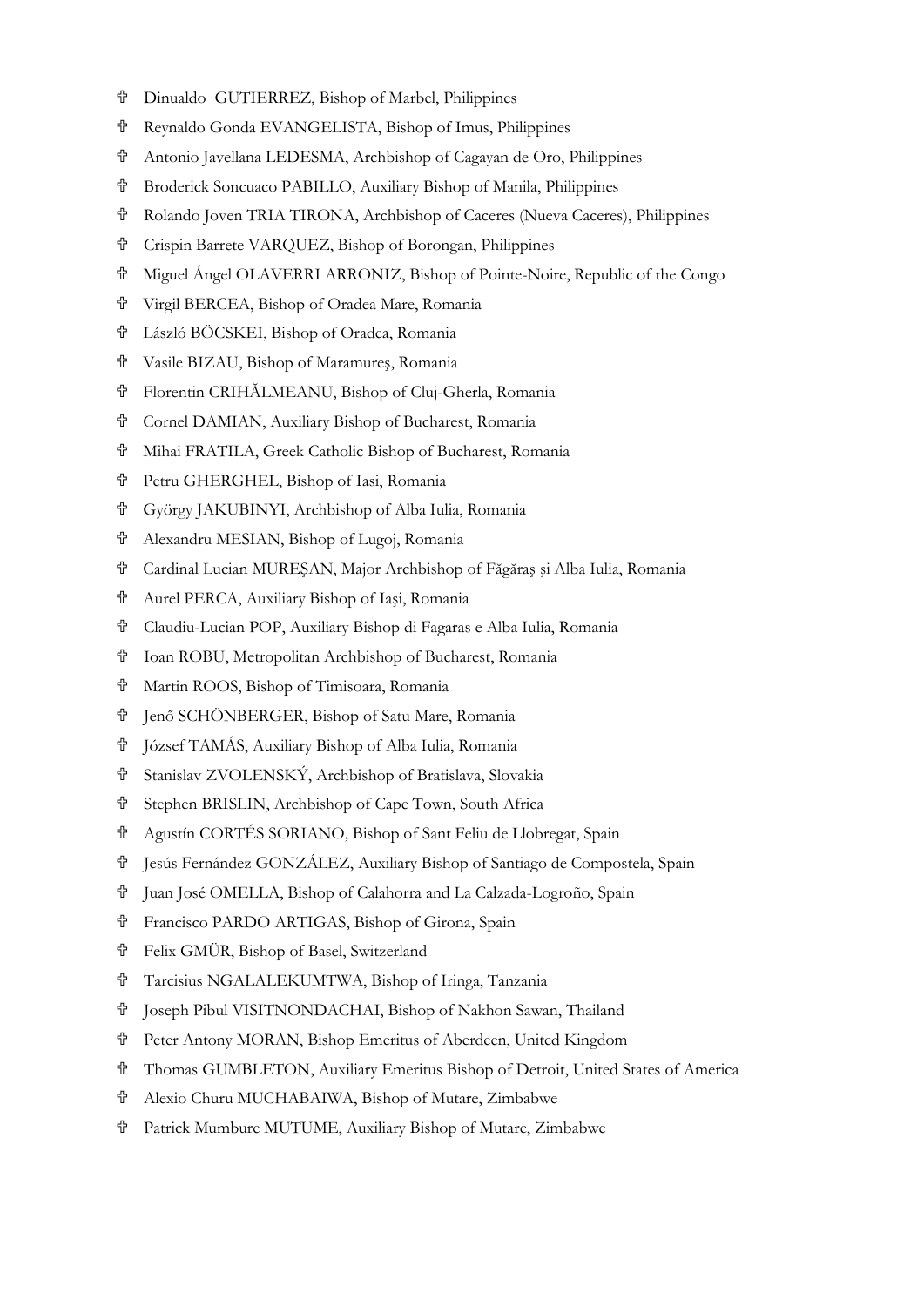- ✞ Dinualdo  GUTIERREZ, Bishop of Marbel, Philippines
- ✞ Reynaldo Gonda EVANGELISTA, Bishop of Imus, Philippines
- ✞ Antonio Javellana LEDESMA, Archbishop of Cagayan de Oro, Philippines
- ✞ Broderick Soncuaco PABILLO, Auxiliary Bishop of Manila, Philippines
- ✞ Rolando Joven TRIA TIRONA, Archbishop of Caceres (Nueva Caceres), Philippines
- ✞ Crispin Barrete VARQUEZ, Bishop of Borongan, Philippines
- ✞ Miguel Ángel OLAVERRI ARRONIZ, Bishop of Pointe-Noire, Republic of the Congo
- ✞ Virgil BERCEA, Bishop of Oradea Mare, Romania
- ✞ László BÖCSKEI, Bishop of Oradea, Romania
- ✞ Vasile BIZAU, Bishop of Maramureş, Romania
- ✞ Florentin CRIHĂLMEANU, Bishop of Cluj-Gherla, Romania
- ✞ Cornel DAMIAN, Auxiliary Bishop of Bucharest, Romania
- ✞ Mihai FRATILA, Greek Catholic Bishop of Bucharest, Romania
- ✞ Petru GHERGHEL, Bishop of Iasi, Romania
- ✞ György JAKUBINYI, Archbishop of Alba Iulia, Romania
- ✞ Alexandru MESIAN, Bishop of Lugoj, Romania
- ✞ Cardinal Lucian MUREŞAN, Major Archbishop of Făgăraş şi Alba Iulia, Romania
- ✞ Aurel PERCA, Auxiliary Bishop of Iași, Romania
- ✞ Claudiu-Lucian POP, Auxiliary Bishop di Fagaras e Alba Iulia, Romania
- ✞ Ioan ROBU, Metropolitan Archbishop of Bucharest, Romania
- ✞ Martin ROOS, Bishop of Timisoara, Romania
- ✞ Jenő SCHÖNBERGER, Bishop of Satu Mare, Romania
- ✞ József TAMÁS, Auxiliary Bishop of Alba Iulia, Romania
- ✞ Stanislav ZVOLENSKÝ, Archbishop of Bratislava, Slovakia
- ✞ Stephen BRISLIN, Archbishop of Cape Town, South Africa
- ✞ Agustín CORTÉS SORIANO, Bishop of Sant Feliu de Llobregat, Spain
- ✞ Jesús Fernández GONZÁLEZ, Auxiliary Bishop of Santiago de Compostela, Spain
- ✞ Juan José OMELLA, Bishop of Calahorra and La Calzada-Logroño, Spain
- ✞ Francisco PARDO ARTIGAS, Bishop of Girona, Spain
- ✞ Felix GMÜR, Bishop of Basel, Switzerland
- ✞ Tarcisius NGALALEKUMTWA, Bishop of Iringa, Tanzania
- ✞ Joseph Pibul VISITNONDACHAI, Bishop of Nakhon Sawan, Thailand
- ✞ Peter Antony MORAN, Bishop Emeritus of Aberdeen, United Kingdom
- ✞ Thomas GUMBLETON, Auxiliary Emeritus Bishop of Detroit, United States of America
- ✞ Alexio Churu MUCHABAIWA, Bishop of Mutare, Zimbabwe
- ✞ Patrick Mumbure MUTUME, Auxiliary Bishop of Mutare, Zimbabwe